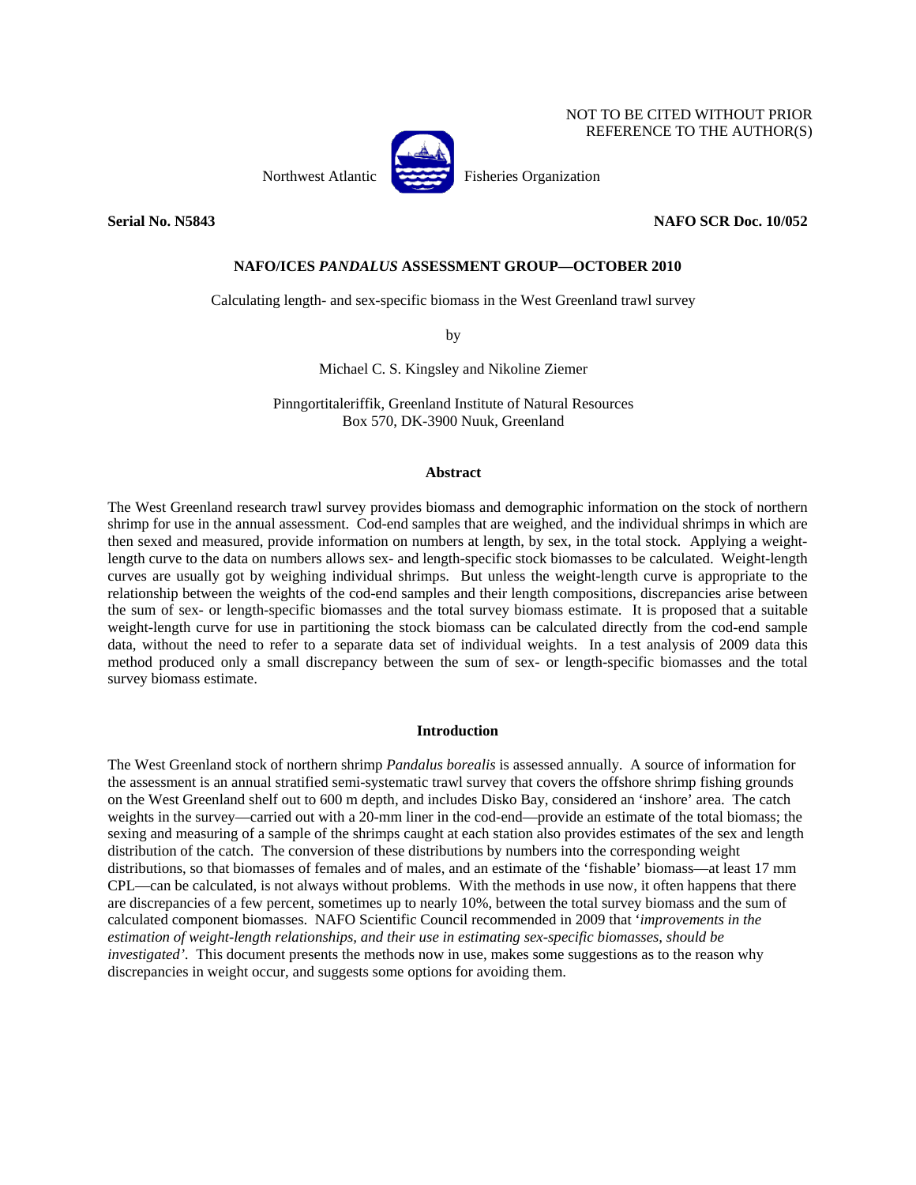NOT TO BE CITED WITHOUT PRIOR REFERENCE TO THE AUTHOR(S)

Northwest Atlantic Fisheries Organization

**Serial No. N5843** **NAFO SCR Doc. 10/052**

**NAFO/ICES *PANDALUS* ASSESSMENT GROUP—OCTOBER 2010**

Calculating length- and sex-specific biomass in the West Greenland trawl survey

by

Michael C. S. Kingsley and Nikoline Ziemer

Pinngortitaleriffik, Greenland Institute of Natural Resources
Box 570, DK-3900 Nuuk, Greenland

## Abstract

The West Greenland research trawl survey provides biomass and demographic information on the stock of northern shrimp for use in the annual assessment. Cod-end samples that are weighed, and the individual shrimps in which are then sexed and measured, provide information on numbers at length, by sex, in the total stock. Applying a weight-length curve to the data on numbers allows sex- and length-specific stock biomasses to be calculated. Weight-length curves are usually got by weighing individual shrimps. But unless the weight-length curve is appropriate to the relationship between the weights of the cod-end samples and their length compositions, discrepancies arise between the sum of sex- or length-specific biomasses and the total survey biomass estimate. It is proposed that a suitable weight-length curve for use in partitioning the stock biomass can be calculated directly from the cod-end sample data, without the need to refer to a separate data set of individual weights. In a test analysis of 2009 data this method produced only a small discrepancy between the sum of sex- or length-specific biomasses and the total survey biomass estimate.

## Introduction

The West Greenland stock of northern shrimp *Pandalus borealis* is assessed annually. A source of information for the assessment is an annual stratified semi-systematic trawl survey that covers the offshore shrimp fishing grounds on the West Greenland shelf out to 600 m depth, and includes Disko Bay, considered an 'inshore' area. The catch weights in the survey—carried out with a 20-mm liner in the cod-end—provide an estimate of the total biomass; the sexing and measuring of a sample of the shrimps caught at each station also provides estimates of the sex and length distribution of the catch. The conversion of these distributions by numbers into the corresponding weight distributions, so that biomasses of females and of males, and an estimate of the 'fishable' biomass—at least 17 mm CPL—can be calculated, is not always without problems. With the methods in use now, it often happens that there are discrepancies of a few percent, sometimes up to nearly 10%, between the total survey biomass and the sum of calculated component biomasses. NAFO Scientific Council recommended in 2009 that '*improvements in the estimation of weight-length relationships, and their use in estimating sex-specific biomasses, should be investigated'*. This document presents the methods now in use, makes some suggestions as to the reason why discrepancies in weight occur, and suggests some options for avoiding them.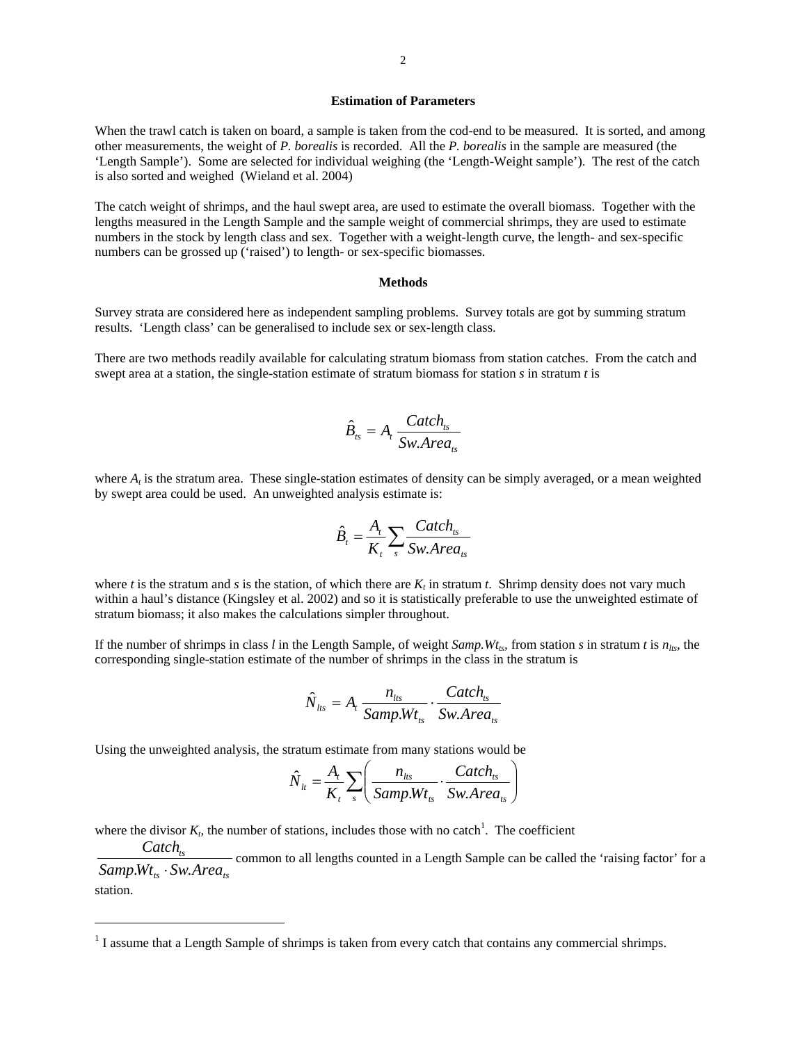### Estimation of Parameters

When the trawl catch is taken on board, a sample is taken from the cod-end to be measured. It is sorted, and among other measurements, the weight of *P. borealis* is recorded. All the *P. borealis* in the sample are measured (the 'Length Sample'). Some are selected for individual weighing (the 'Length-Weight sample'). The rest of the catch is also sorted and weighed (Wieland et al. 2004)

The catch weight of shrimps, and the haul swept area, are used to estimate the overall biomass. Together with the lengths measured in the Length Sample and the sample weight of commercial shrimps, they are used to estimate numbers in the stock by length class and sex. Together with a weight-length curve, the length- and sex-specific numbers can be grossed up ('raised') to length- or sex-specific biomasses.

### Methods

Survey strata are considered here as independent sampling problems. Survey totals are got by summing stratum results. 'Length class' can be generalised to include sex or sex-length class.

There are two methods readily available for calculating stratum biomass from station catches. From the catch and swept area at a station, the single-station estimate of stratum biomass for station $s$ in stratum $t$ is

$$\hat{B}_{ts} = A_t \frac{Catch_{ts}}{Sw.Area_{ts}}$$

where $A_t$ is the stratum area. These single-station estimates of density can be simply averaged, or a mean weighted by swept area could be used. An unweighted analysis estimate is:

$$\hat{B}_t = \frac{A_t}{K_t} \sum_s \frac{Catch_{ts}}{Sw.Area_{ts}}$$

where $t$ is the stratum and $s$ is the station, of which there are $K_t$ in stratum $t$. Shrimp density does not vary much within a haul's distance (Kingsley et al. 2002) and so it is statistically preferable to use the unweighted estimate of stratum biomass; it also makes the calculations simpler throughout.

If the number of shrimps in class $l$ in the Length Sample, of weight $Samp.Wt_{ts}$, from station $s$ in stratum $t$ is $n_{lts}$, the corresponding single-station estimate of the number of shrimps in the class in the stratum is

$$\hat{N}_{lts} = A_t \frac{n_{lts}}{Samp.Wt_{ts}} \cdot \frac{Catch_{ts}}{Sw.Area_{ts}}$$

Using the unweighted analysis, the stratum estimate from many stations would be

$$\hat{N}_{lt} = \frac{A_t}{K_t} \sum_s \left( \frac{n_{lts}}{Samp.Wt_{ts}} \cdot \frac{Catch_{ts}}{Sw.Area_{ts}} \right)$$

where the divisor $K_t$, the number of stations, includes those with no catch[1]. The coefficient $\dfrac{Catch_{ts}}{Samp.Wt_{ts} \cdot Sw.Area_{ts}}$ common to all lengths counted in a Length Sample can be called the 'raising factor' for a station.

[1] I assume that a Length Sample of shrimps is taken from every catch that contains any commercial shrimps.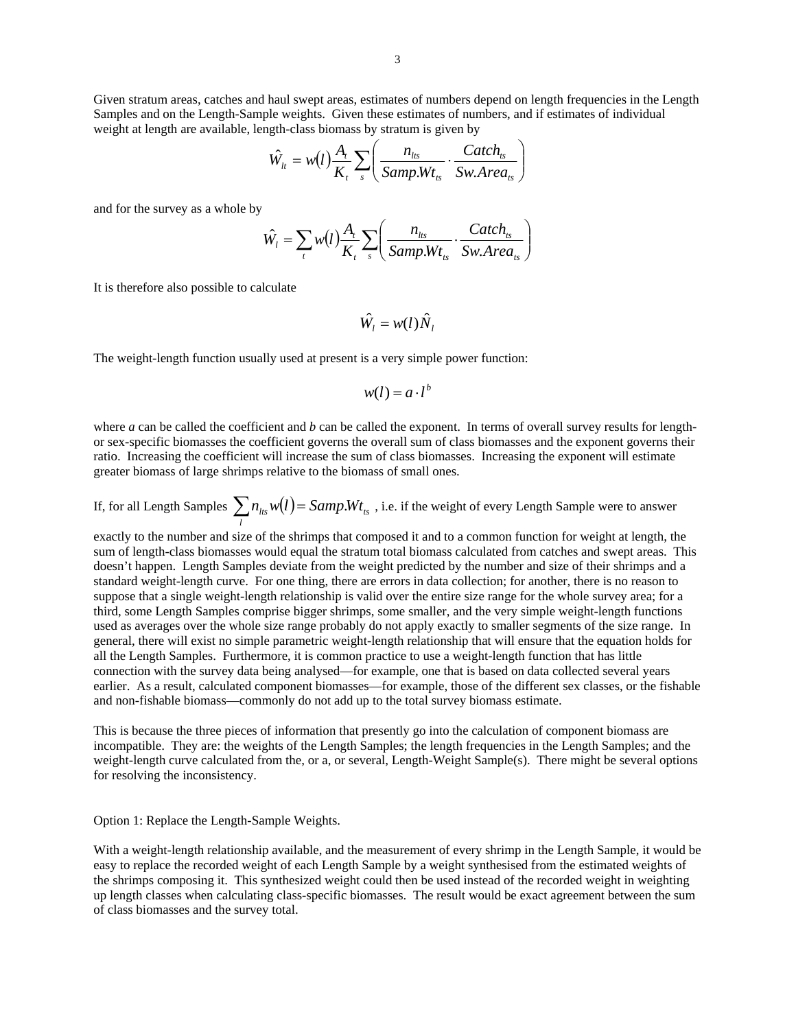Given stratum areas, catches and haul swept areas, estimates of numbers depend on length frequencies in the Length Samples and on the Length-Sample weights. Given these estimates of numbers, and if estimates of individual weight at length are available, length-class biomass by stratum is given by

$$\hat{W}_{lt} = w(l)\frac{A_t}{K_t}\sum_s\left(\frac{n_{lts}}{Samp.Wt_{ts}}\cdot\frac{Catch_{ts}}{Sw.Area_{ts}}\right)$$

and for the survey as a whole by

$$\hat{W}_l = \sum_t w(l)\frac{A_t}{K_t}\sum_s\left(\frac{n_{lts}}{Samp.Wt_{ts}}\cdot\frac{Catch_{ts}}{Sw.Area_{ts}}\right)$$

It is therefore also possible to calculate

$$\hat{W}_l = w(l)\hat{N}_l$$

The weight-length function usually used at present is a very simple power function:

$$w(l) = a \cdot l^b$$

where *a* can be called the coefficient and *b* can be called the exponent. In terms of overall survey results for length- or sex-specific biomasses the coefficient governs the overall sum of class biomasses and the exponent governs their ratio. Increasing the coefficient will increase the sum of class biomasses. Increasing the exponent will estimate greater biomass of large shrimps relative to the biomass of small ones.

If, for all Length Samples $\sum_l n_{lts} w(l) = Samp.Wt_{ts}$ , i.e. if the weight of every Length Sample were to answer exactly to the number and size of the shrimps that composed it and to a common function for weight at length, the sum of length-class biomasses would equal the stratum total biomass calculated from catches and swept areas. This doesn't happen. Length Samples deviate from the weight predicted by the number and size of their shrimps and a standard weight-length curve. For one thing, there are errors in data collection; for another, there is no reason to suppose that a single weight-length relationship is valid over the entire size range for the whole survey area; for a third, some Length Samples comprise bigger shrimps, some smaller, and the very simple weight-length functions used as averages over the whole size range probably do not apply exactly to smaller segments of the size range. In general, there will exist no simple parametric weight-length relationship that will ensure that the equation holds for all the Length Samples. Furthermore, it is common practice to use a weight-length function that has little connection with the survey data being analysed—for example, one that is based on data collected several years earlier. As a result, calculated component biomasses—for example, those of the different sex classes, or the fishable and non-fishable biomass—commonly do not add up to the total survey biomass estimate.

This is because the three pieces of information that presently go into the calculation of component biomass are incompatible. They are: the weights of the Length Samples; the length frequencies in the Length Samples; and the weight-length curve calculated from the, or a, or several, Length-Weight Sample(s). There might be several options for resolving the inconsistency.

Option 1: Replace the Length-Sample Weights.

With a weight-length relationship available, and the measurement of every shrimp in the Length Sample, it would be easy to replace the recorded weight of each Length Sample by a weight synthesised from the estimated weights of the shrimps composing it. This synthesized weight could then be used instead of the recorded weight in weighting up length classes when calculating class-specific biomasses. The result would be exact agreement between the sum of class biomasses and the survey total.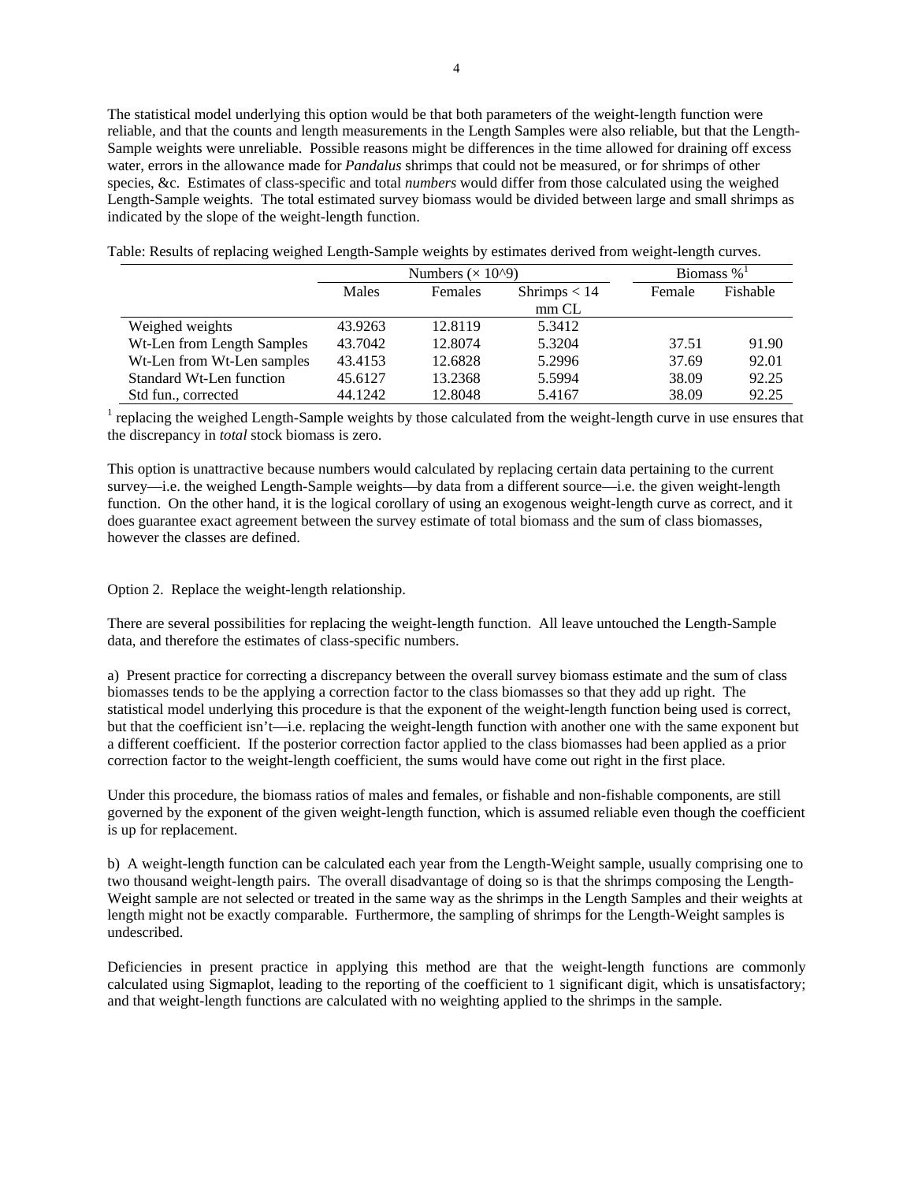The statistical model underlying this option would be that both parameters of the weight-length function were reliable, and that the counts and length measurements in the Length Samples were also reliable, but that the Length-Sample weights were unreliable. Possible reasons might be differences in the time allowed for draining off excess water, errors in the allowance made for *Pandalus* shrimps that could not be measured, or for shrimps of other species, &c. Estimates of class-specific and total *numbers* would differ from those calculated using the weighed Length-Sample weights. The total estimated survey biomass would be divided between large and small shrimps as indicated by the slope of the weight-length function.

Table: Results of replacing weighed Length-Sample weights by estimates derived from weight-length curves.

| | Numbers (× 10^9) | | | Biomass %[1] | |
|---|---|---|---|---|---|
| | Males | Females | Shrimps < 14 mm CL | Female | Fishable |
| Weighed weights | 43.9263 | 12.8119 | 5.3412 | | |
| Wt-Len from Length Samples | 43.7042 | 12.8074 | 5.3204 | 37.51 | 91.90 |
| Wt-Len from Wt-Len samples | 43.4153 | 12.6828 | 5.2996 | 37.69 | 92.01 |
| Standard Wt-Len function | 45.6127 | 13.2368 | 5.5994 | 38.09 | 92.25 |
| Std fun., corrected | 44.1242 | 12.8048 | 5.4167 | 38.09 | 92.25 |

[1] replacing the weighed Length-Sample weights by those calculated from the weight-length curve in use ensures that the discrepancy in *total* stock biomass is zero.

This option is unattractive because numbers would calculated by replacing certain data pertaining to the current survey—i.e. the weighed Length-Sample weights—by data from a different source—i.e. the given weight-length function. On the other hand, it is the logical corollary of using an exogenous weight-length curve as correct, and it does guarantee exact agreement between the survey estimate of total biomass and the sum of class biomasses, however the classes are defined.

Option 2. Replace the weight-length relationship.

There are several possibilities for replacing the weight-length function. All leave untouched the Length-Sample data, and therefore the estimates of class-specific numbers.

a) Present practice for correcting a discrepancy between the overall survey biomass estimate and the sum of class biomasses tends to be the applying a correction factor to the class biomasses so that they add up right. The statistical model underlying this procedure is that the exponent of the weight-length function being used is correct, but that the coefficient isn't—i.e. replacing the weight-length function with another one with the same exponent but a different coefficient. If the posterior correction factor applied to the class biomasses had been applied as a prior correction factor to the weight-length coefficient, the sums would have come out right in the first place.

Under this procedure, the biomass ratios of males and females, or fishable and non-fishable components, are still governed by the exponent of the given weight-length function, which is assumed reliable even though the coefficient is up for replacement.

b) A weight-length function can be calculated each year from the Length-Weight sample, usually comprising one to two thousand weight-length pairs. The overall disadvantage of doing so is that the shrimps composing the Length-Weight sample are not selected or treated in the same way as the shrimps in the Length Samples and their weights at length might not be exactly comparable. Furthermore, the sampling of shrimps for the Length-Weight samples is undescribed.

Deficiencies in present practice in applying this method are that the weight-length functions are commonly calculated using Sigmaplot, leading to the reporting of the coefficient to 1 significant digit, which is unsatisfactory; and that weight-length functions are calculated with no weighting applied to the shrimps in the sample.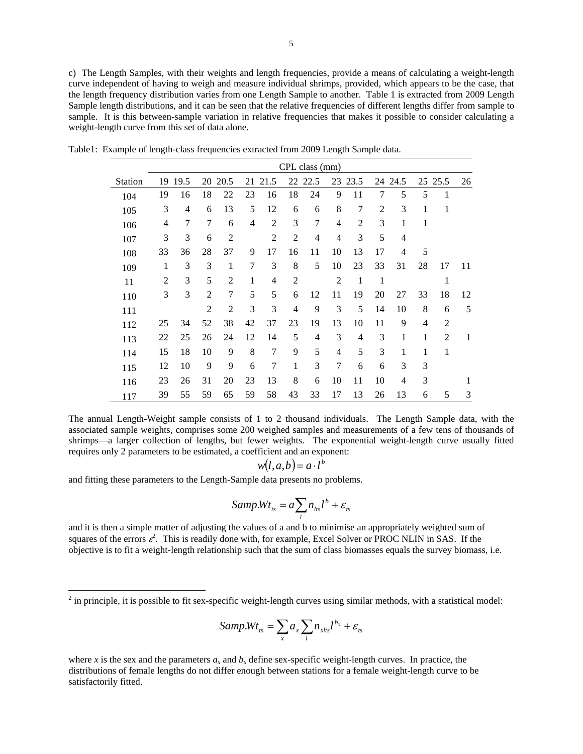c) The Length Samples, with their weights and length frequencies, provide a means of calculating a weight-length curve independent of having to weigh and measure individual shrimps, provided, which appears to be the case, that the length frequency distribution varies from one Length Sample to another. Table 1 is extracted from 2009 Length Sample length distributions, and it can be seen that the relative frequencies of different lengths differ from sample to sample. It is this between-sample variation in relative frequencies that makes it possible to consider calculating a weight-length curve from this set of data alone.

Table1: Example of length-class frequencies extracted from 2009 Length Sample data.

| | CPL class (mm) | | | | | | | | | | | | | | |
|---|---|---|---|---|---|---|---|---|---|---|---|---|---|---|---|
| Station | 19 | 19.5 | 20 | 20.5 | 21 | 21.5 | 22 | 22.5 | 23 | 23.5 | 24 | 24.5 | 25 | 25.5 | 26 |
| 104 | 19 | 16 | 18 | 22 | 23 | 16 | 18 | 24 | 9 | 11 | 7 | 5 | 5 | 1 | |
| 105 | 3 | 4 | 6 | 13 | 5 | 12 | 6 | 6 | 8 | 7 | 2 | 3 | 1 | 1 | |
| 106 | 4 | 7 | 7 | 6 | 4 | 2 | 3 | 7 | 4 | 2 | 3 | 1 | 1 | | |
| 107 | 3 | 3 | 6 | 2 | | 2 | 2 | 4 | 4 | 3 | 5 | 4 | | | |
| 108 | 33 | 36 | 28 | 37 | 9 | 17 | 16 | 11 | 10 | 13 | 17 | 4 | 5 | | |
| 109 | 1 | 3 | 3 | 1 | 7 | 3 | 8 | 5 | 10 | 23 | 33 | 31 | 28 | 17 | 11 |
| 11 | 2 | 3 | 5 | 2 | 1 | 4 | 2 | | 2 | 1 | 1 | | | 1 | |
| 110 | 3 | 3 | 2 | 7 | 5 | 5 | 6 | 12 | 11 | 19 | 20 | 27 | 33 | 18 | 12 |
| 111 | | | 2 | 2 | 3 | 3 | 4 | 9 | 3 | 5 | 14 | 10 | 8 | 6 | 5 |
| 112 | 25 | 34 | 52 | 38 | 42 | 37 | 23 | 19 | 13 | 10 | 11 | 9 | 4 | 2 | |
| 113 | 22 | 25 | 26 | 24 | 12 | 14 | 5 | 4 | 3 | 4 | 3 | 1 | 1 | 2 | 1 |
| 114 | 15 | 18 | 10 | 9 | 8 | 7 | 9 | 5 | 4 | 5 | 3 | 1 | 1 | 1 | |
| 115 | 12 | 10 | 9 | 9 | 6 | 7 | 1 | 3 | 7 | 6 | 6 | 3 | 3 | | |
| 116 | 23 | 26 | 31 | 20 | 23 | 13 | 8 | 6 | 10 | 11 | 10 | 4 | 3 | | 1 |
| 117 | 39 | 55 | 59 | 65 | 59 | 58 | 43 | 33 | 17 | 13 | 26 | 13 | 6 | 5 | 3 |

The annual Length-Weight sample consists of 1 to 2 thousand individuals. The Length Sample data, with the associated sample weights, comprises some 200 weighed samples and measurements of a few tens of thousands of shrimps—a larger collection of lengths, but fewer weights. The exponential weight-length curve usually fitted requires only 2 parameters to be estimated, a coefficient and an exponent:

$$w(l,a,b) = a \cdot l^b$$

and fitting these parameters to the Length-Sample data presents no problems.

$$Samp.Wt_{ts} = a\sum_{l} n_{lts} l^b + \varepsilon_{ts}$$

and it is then a simple matter of adjusting the values of a and b to minimise an appropriately weighted sum of squares of the errors $\varepsilon^2$. This is readily done with, for example, Excel Solver or PROC NLIN in SAS. If the objective is to fit a weight-length relationship such that the sum of class biomasses equals the survey biomass, i.e.

[2] in principle, it is possible to fit sex-specific weight-length curves using similar methods, with a statistical model:

$$Samp.Wt_{ts} = \sum_{x} a_x \sum_{l} n_{xlts} l^{b_x} + \varepsilon_{ts}$$

where $x$ is the sex and the parameters $a_x$ and $b_x$ define sex-specific weight-length curves. In practice, the distributions of female lengths do not differ enough between stations for a female weight-length curve to be satisfactorily fitted.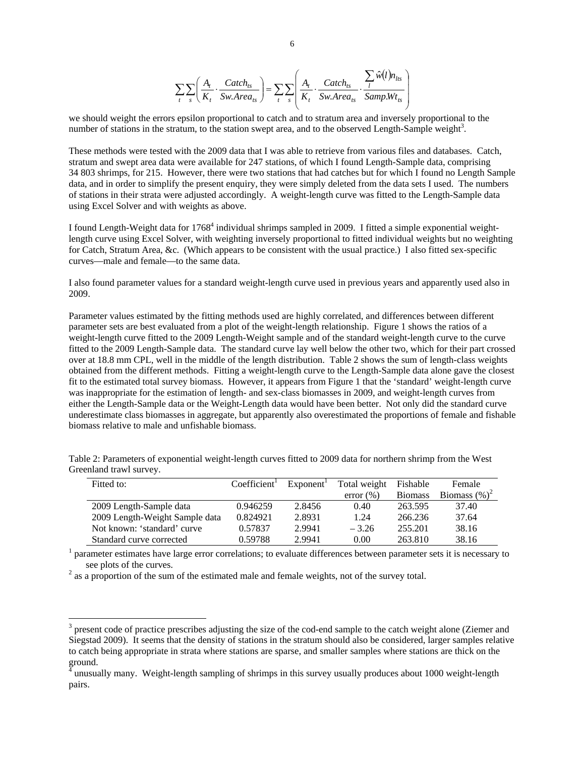$$\sum_t \sum_s \left( \frac{A_t}{K_t} \cdot \frac{Catch_{ts}}{Sw.Area_{ts}} \right) = \sum_t \sum_s \left( \frac{A_t}{K_t} \cdot \frac{Catch_{ts}}{Sw.Area_{ts}} \cdot \frac{\sum_l \hat{w}(l) n_{lts}}{Samp.Wt_{ts}} \right)$$

we should weight the errors epsilon proportional to catch and to stratum area and inversely proportional to the number of stations in the stratum, to the station swept area, and to the observed Length-Sample weight[3].

These methods were tested with the 2009 data that I was able to retrieve from various files and databases. Catch, stratum and swept area data were available for 247 stations, of which I found Length-Sample data, comprising 34 803 shrimps, for 215. However, there were two stations that had catches but for which I found no Length Sample data, and in order to simplify the present enquiry, they were simply deleted from the data sets I used. The numbers of stations in their strata were adjusted accordingly. A weight-length curve was fitted to the Length-Sample data using Excel Solver and with weights as above.

I found Length-Weight data for 1768[4] individual shrimps sampled in 2009. I fitted a simple exponential weight-length curve using Excel Solver, with weighting inversely proportional to fitted individual weights but no weighting for Catch, Stratum Area, &c. (Which appears to be consistent with the usual practice.) I also fitted sex-specific curves—male and female—to the same data.

I also found parameter values for a standard weight-length curve used in previous years and apparently used also in 2009.

Parameter values estimated by the fitting methods used are highly correlated, and differences between different parameter sets are best evaluated from a plot of the weight-length relationship. Figure 1 shows the ratios of a weight-length curve fitted to the 2009 Length-Weight sample and of the standard weight-length curve to the curve fitted to the 2009 Length-Sample data. The standard curve lay well below the other two, which for their part crossed over at 18.8 mm CPL, well in the middle of the length distribution. Table 2 shows the sum of length-class weights obtained from the different methods. Fitting a weight-length curve to the Length-Sample data alone gave the closest fit to the estimated total survey biomass. However, it appears from Figure 1 that the 'standard' weight-length curve was inappropriate for the estimation of length- and sex-class biomasses in 2009, and weight-length curves from either the Length-Sample data or the Weight-Length data would have been better. Not only did the standard curve underestimate class biomasses in aggregate, but apparently also overestimated the proportions of female and fishable biomass relative to male and unfishable biomass.

Table 2: Parameters of exponential weight-length curves fitted to 2009 data for northern shrimp from the West Greenland trawl survey.

| Fitted to: | Coefficient[1] | Exponent[1] | Total weight error (%) | Fishable Biomass | Female Biomass (%)[2] |
|---|---|---|---|---|---|
| 2009 Length-Sample data | 0.946259 | 2.8456 | 0.40 | 263.595 | 37.40 |
| 2009 Length-Weight Sample data | 0.824921 | 2.8931 | 1.24 | 266.236 | 37.64 |
| Not known: 'standard' curve | 0.57837 | 2.9941 | – 3.26 | 255.201 | 38.16 |
| Standard curve corrected | 0.59788 | 2.9941 | 0.00 | 263.810 | 38.16 |

[1] parameter estimates have large error correlations; to evaluate differences between parameter sets it is necessary to see plots of the curves.
[2] as a proportion of the sum of the estimated male and female weights, not of the survey total.

---

[3] present code of practice prescribes adjusting the size of the cod-end sample to the catch weight alone (Ziemer and Siegstad 2009). It seems that the density of stations in the stratum should also be considered, larger samples relative to catch being appropriate in strata where stations are sparse, and smaller samples where stations are thick on the ground.

[4] unusually many. Weight-length sampling of shrimps in this survey usually produces about 1000 weight-length pairs.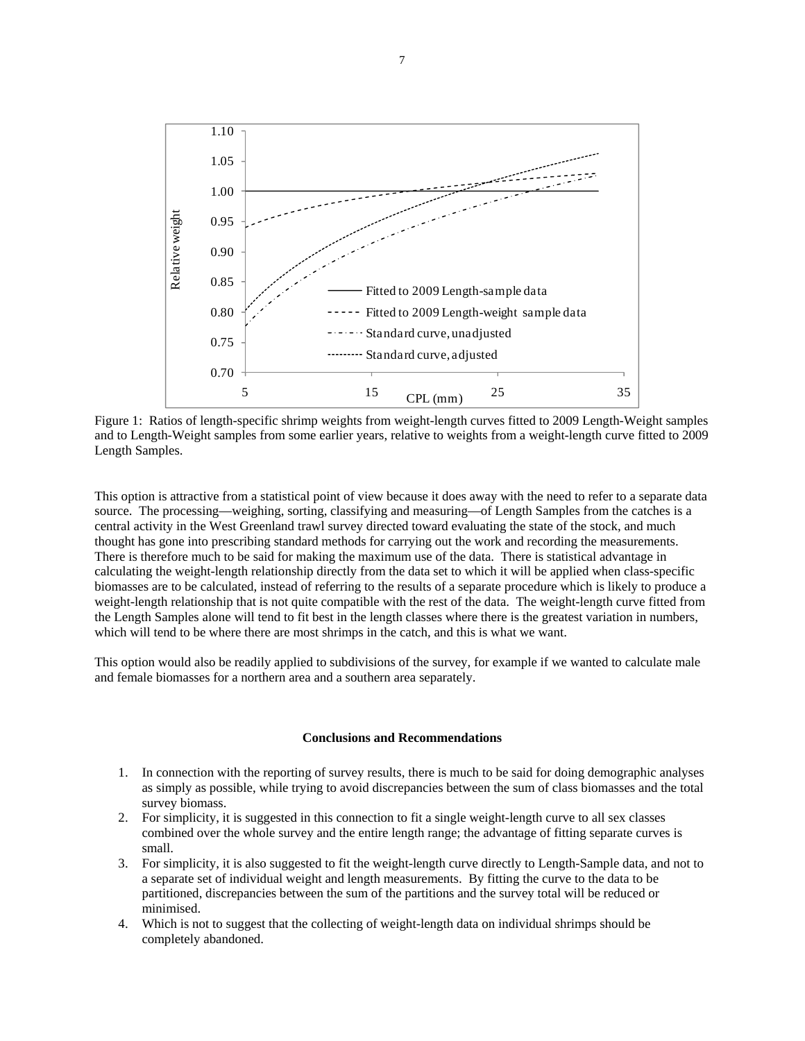Figure 1: Ratios of length-specific shrimp weights from weight-length curves fitted to 2009 Length-Weight samples and to Length-Weight samples from some earlier years, relative to weights from a weight-length curve fitted to 2009 Length Samples.

This option is attractive from a statistical point of view because it does away with the need to refer to a separate data source. The processing—weighing, sorting, classifying and measuring—of Length Samples from the catches is a central activity in the West Greenland trawl survey directed toward evaluating the state of the stock, and much thought has gone into prescribing standard methods for carrying out the work and recording the measurements. There is therefore much to be said for making the maximum use of the data. There is statistical advantage in calculating the weight-length relationship directly from the data set to which it will be applied when class-specific biomasses are to be calculated, instead of referring to the results of a separate procedure which is likely to produce a weight-length relationship that is not quite compatible with the rest of the data. The weight-length curve fitted from the Length Samples alone will tend to fit best in the length classes where there is the greatest variation in numbers, which will tend to be where there are most shrimps in the catch, and this is what we want.

This option would also be readily applied to subdivisions of the survey, for example if we wanted to calculate male and female biomasses for a northern area and a southern area separately.

**Conclusions and Recommendations**

1. In connection with the reporting of survey results, there is much to be said for doing demographic analyses as simply as possible, while trying to avoid discrepancies between the sum of class biomasses and the total survey biomass.
2. For simplicity, it is suggested in this connection to fit a single weight-length curve to all sex classes combined over the whole survey and the entire length range; the advantage of fitting separate curves is small.
3. For simplicity, it is also suggested to fit the weight-length curve directly to Length-Sample data, and not to a separate set of individual weight and length measurements. By fitting the curve to the data to be partitioned, discrepancies between the sum of the partitions and the survey total will be reduced or minimised.
4. Which is not to suggest that the collecting of weight-length data on individual shrimps should be completely abandoned.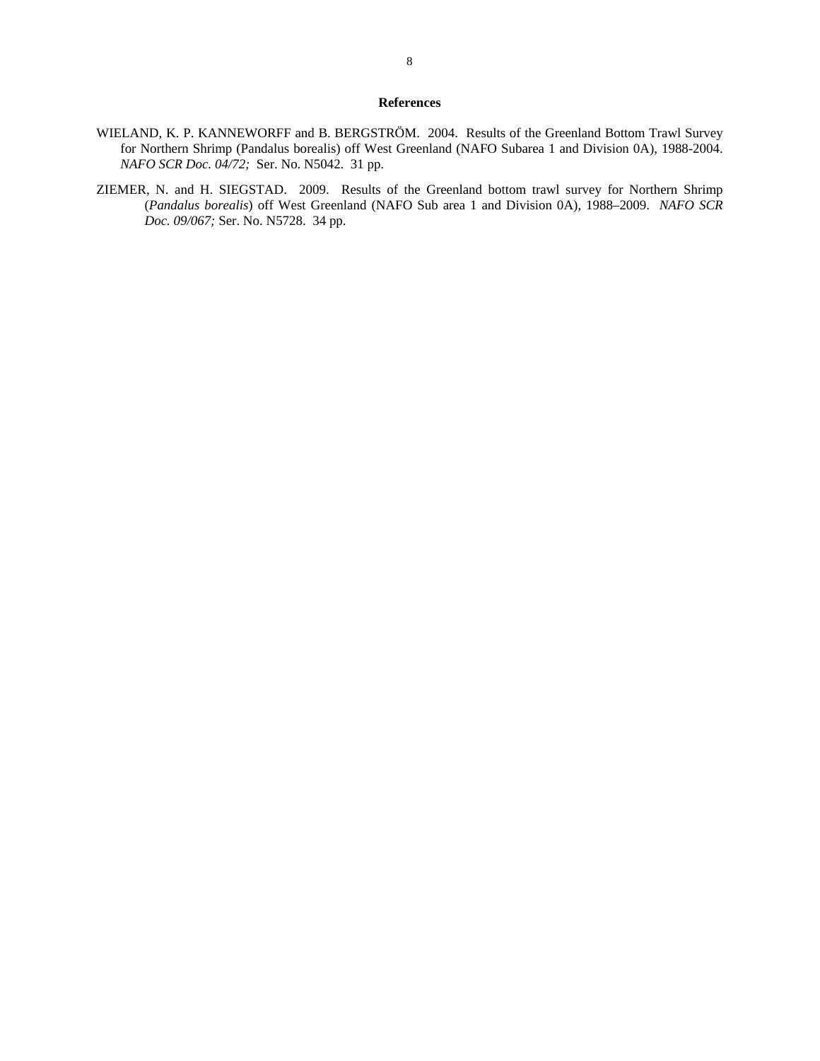## References

WIELAND, K. P. KANNEWORFF and B. BERGSTRÖM. 2004. Results of the Greenland Bottom Trawl Survey for Northern Shrimp (Pandalus borealis) off West Greenland (NAFO Subarea 1 and Division 0A), 1988-2004. *NAFO SCR Doc. 04/72;* Ser. No. N5042. 31 pp.

ZIEMER, N. and H. SIEGSTAD. 2009. Results of the Greenland bottom trawl survey for Northern Shrimp (*Pandalus borealis*) off West Greenland (NAFO Sub area 1 and Division 0A), 1988–2009. *NAFO SCR Doc. 09/067;* Ser. No. N5728. 34 pp.